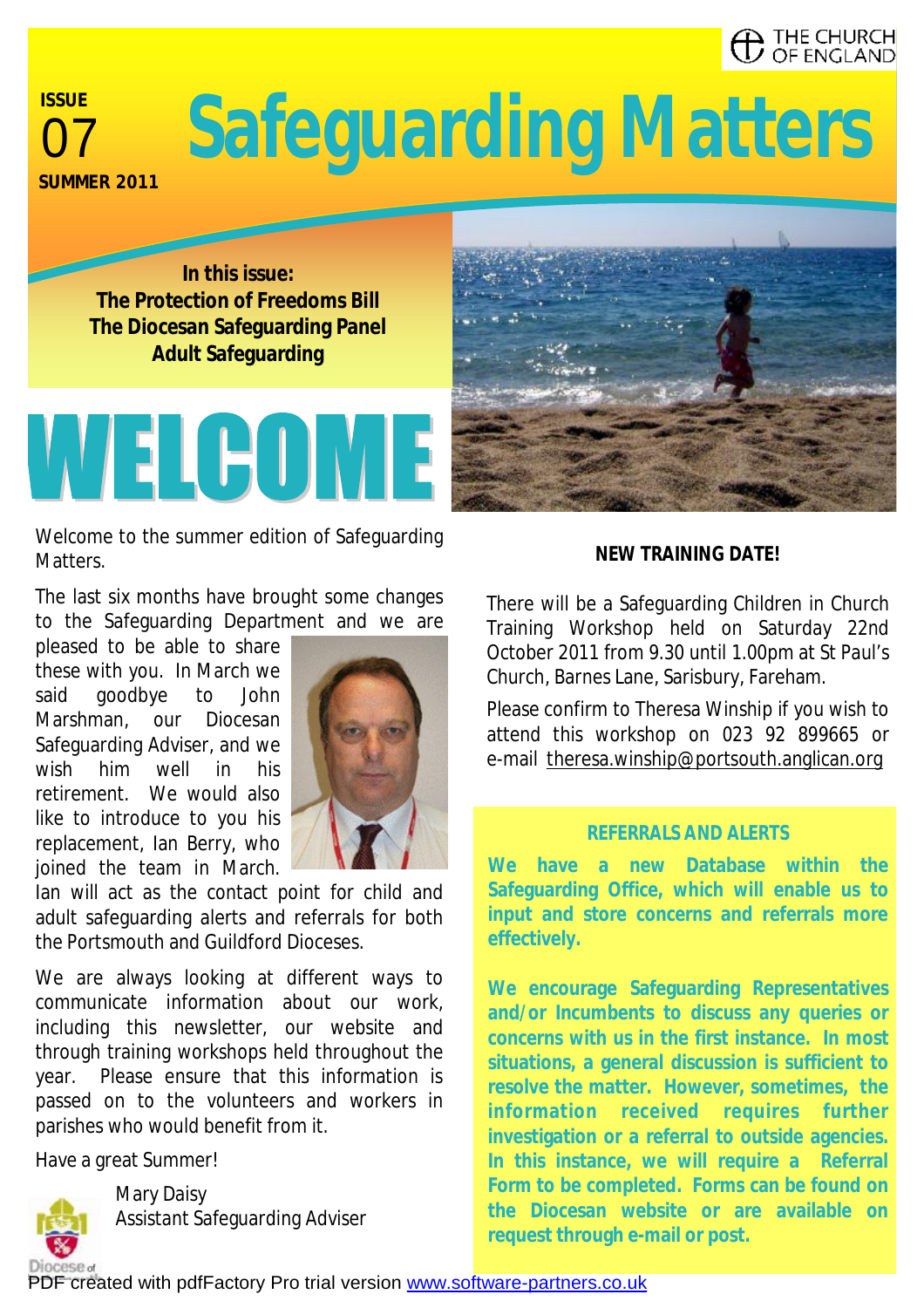THE CHURCH OF ENGLAND

**ISSUE**
07
**SUMMER 2011**

# Safeguarding Matters

**In this issue:**
**The Protection of Freedoms Bill**
**The Diocesan Safeguarding Panel**
**Adult Safeguarding**

# WELCOME

Welcome to the summer edition of Safeguarding Matters.

The last six months have brought some changes to the Safeguarding Department and we are pleased to be able to share these with you. In March we said goodbye to John Marshman, our Diocesan Safeguarding Adviser, and we wish him well in his retirement. We would also like to introduce to you his replacement, Ian Berry, who joined the team in March. Ian will act as the contact point for child and adult safeguarding alerts and referrals for both the Portsmouth and Guildford Dioceses.

We are always looking at different ways to communicate information about our work, including this newsletter, our website and through training workshops held throughout the year. Please ensure that this information is passed on to the volunteers and workers in parishes who would benefit from it.

Have a great Summer!

Mary Daisy
Assistant Safeguarding Adviser

**NEW TRAINING DATE!**

There will be a Safeguarding Children in Church Training Workshop held on Saturday 22nd October 2011 from 9.30 until 1.00pm at St Paul's Church, Barnes Lane, Sarisbury, Fareham.

Please confirm to Theresa Winship if you wish to attend this workshop on 023 92 899665 or e-mail theresa.winship@portsouth.anglican.org

**REFERRALS AND ALERTS**

**We have a new Database within the Safeguarding Office, which will enable us to input and store concerns and referrals more effectively.**

**We encourage Safeguarding Representatives and/or Incumbents to discuss any queries or concerns with us in the first instance. In most situations, a general discussion is sufficient to resolve the matter. However, sometimes, the information received requires further investigation or a referral to outside agencies. In this instance, we will require a Referral Form to be completed. Forms can be found on the Diocesan website or are available on request through e-mail or post.**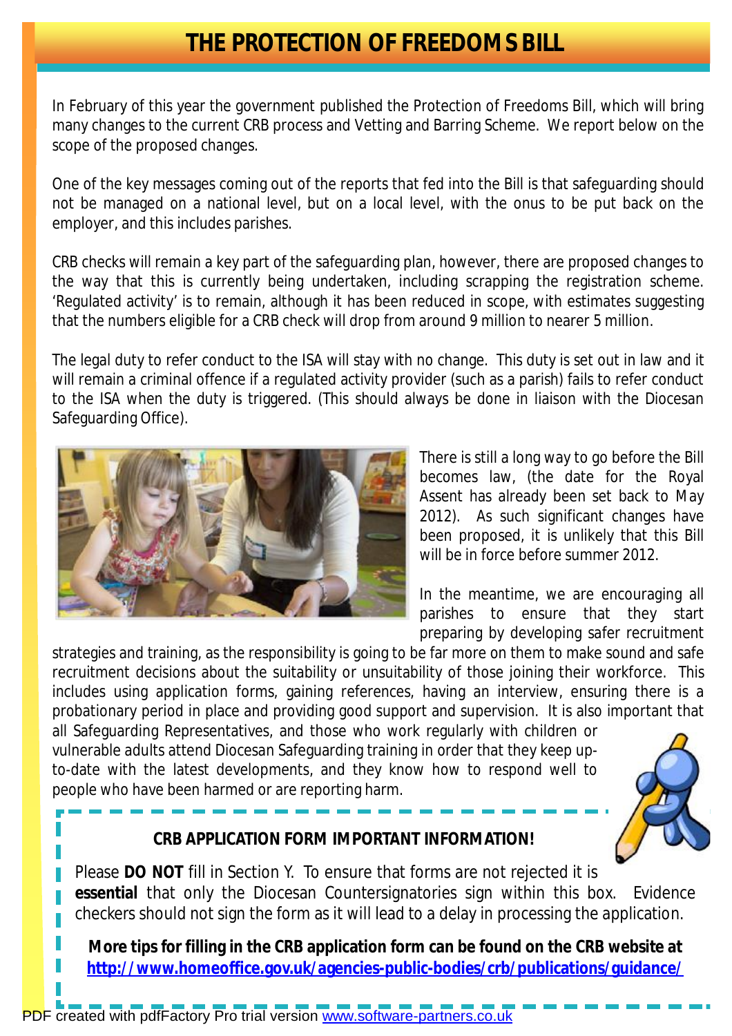# THE PROTECTION OF FREEDOMS BILL

In February of this year the government published the Protection of Freedoms Bill, which will bring many changes to the current CRB process and Vetting and Barring Scheme. We report below on the scope of the proposed changes.

One of the key messages coming out of the reports that fed into the Bill is that safeguarding should not be managed on a national level, but on a local level, with the onus to be put back on the employer, and this includes parishes.

CRB checks will remain a key part of the safeguarding plan, however, there are proposed changes to the way that this is currently being undertaken, including scrapping the registration scheme. 'Regulated activity' is to remain, although it has been reduced in scope, with estimates suggesting that the numbers eligible for a CRB check will drop from around 9 million to nearer 5 million.

The legal duty to refer conduct to the ISA will stay with no change. This duty is set out in law and it will remain a criminal offence if a regulated activity provider (such as a parish) fails to refer conduct to the ISA when the duty is triggered. (This should always be done in liaison with the Diocesan Safeguarding Office).

There is still a long way to go before the Bill becomes law, (the date for the Royal Assent has already been set back to May 2012). As such significant changes have been proposed, it is unlikely that this Bill will be in force before summer 2012.

In the meantime, we are encouraging all parishes to ensure that they start preparing by developing safer recruitment strategies and training, as the responsibility is going to be far more on them to make sound and safe recruitment decisions about the suitability or unsuitability of those joining their workforce. This includes using application forms, gaining references, having an interview, ensuring there is a probationary period in place and providing good support and supervision. It is also important that all Safeguarding Representatives, and those who work regularly with children or vulnerable adults attend Diocesan Safeguarding training in order that they keep up-to-date with the latest developments, and they know how to respond well to people who have been harmed or are reporting harm.

**CRB APPLICATION FORM IMPORTANT INFORMATION!**

Please **DO NOT** fill in Section Y. To ensure that forms are not rejected it is **essential** that only the Diocesan Countersignatories sign within this box. Evidence checkers should not sign the form as it will lead to a delay in processing the application.

**More tips for filling in the CRB application form can be found on the CRB website at http://www.homeoffice.gov.uk/agencies-public-bodies/crb/publications/guidance/**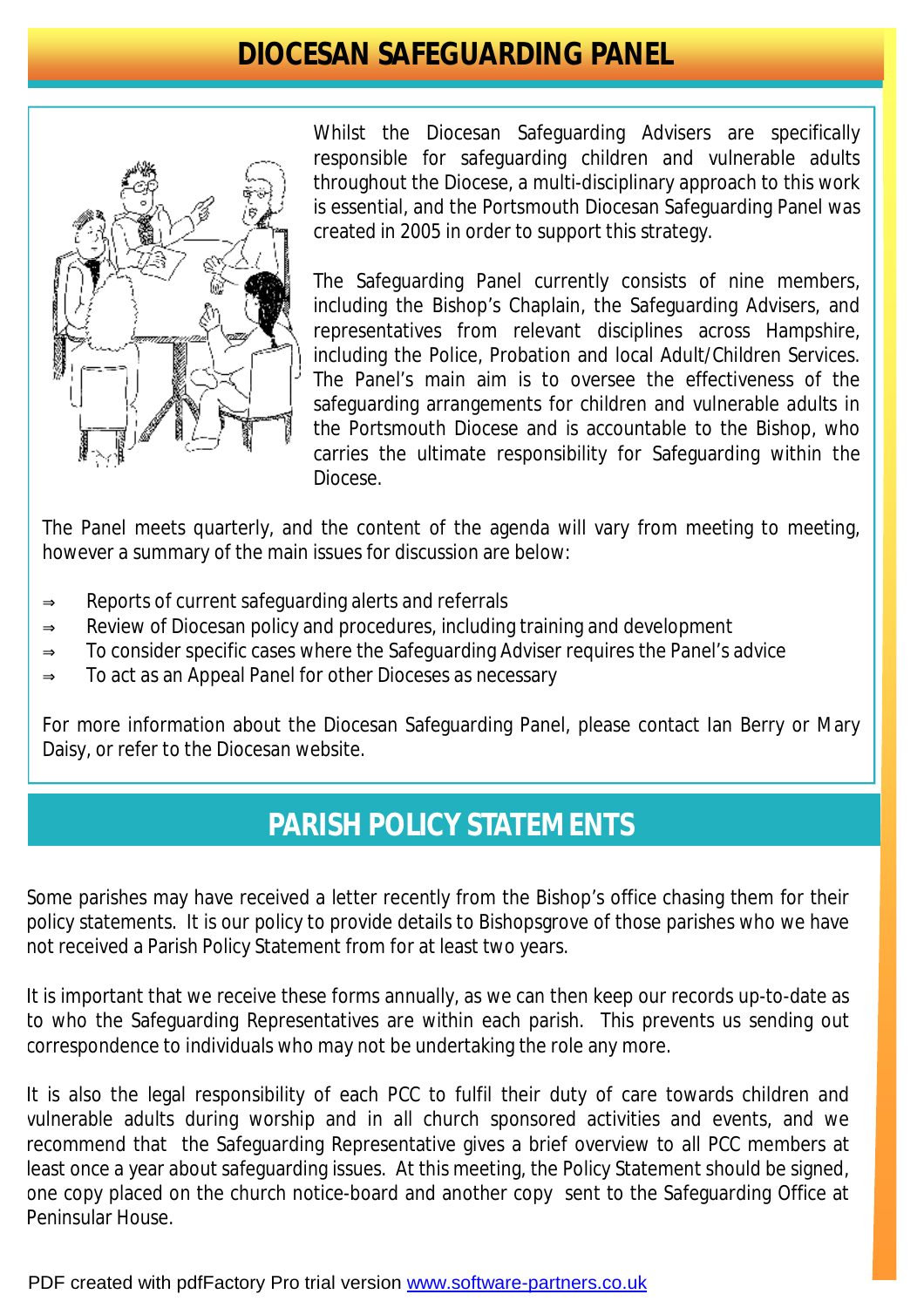## DIOCESAN SAFEGUARDING PANEL

Whilst the Diocesan Safeguarding Advisers are specifically responsible for safeguarding children and vulnerable adults throughout the Diocese, a multi-disciplinary approach to this work is essential, and the Portsmouth Diocesan Safeguarding Panel was created in 2005 in order to support this strategy.

The Safeguarding Panel currently consists of nine members, including the Bishop's Chaplain, the Safeguarding Advisers, and representatives from relevant disciplines across Hampshire, including the Police, Probation and local Adult/Children Services. The Panel's main aim is to oversee the effectiveness of the safeguarding arrangements for children and vulnerable adults in the Portsmouth Diocese and is accountable to the Bishop, who carries the ultimate responsibility for Safeguarding within the Diocese.

The Panel meets quarterly, and the content of the agenda will vary from meeting to meeting, however a summary of the main issues for discussion are below:

- Reports of current safeguarding alerts and referrals
- Review of Diocesan policy and procedures, including training and development
- To consider specific cases where the Safeguarding Adviser requires the Panel's advice
- To act as an Appeal Panel for other Dioceses as necessary

For more information about the Diocesan Safeguarding Panel, please contact Ian Berry or Mary Daisy, or refer to the Diocesan website.

## PARISH POLICY STATEMENTS

Some parishes may have received a letter recently from the Bishop's office chasing them for their policy statements. It is our policy to provide details to Bishopsgrove of those parishes who we have not received a Parish Policy Statement from for at least two years.

It is important that we receive these forms annually, as we can then keep our records up-to-date as to who the Safeguarding Representatives are within each parish. This prevents us sending out correspondence to individuals who may not be undertaking the role any more.

It is also the legal responsibility of each PCC to fulfil their duty of care towards children and vulnerable adults during worship and in all church sponsored activities and events, and we recommend that the Safeguarding Representative gives a brief overview to all PCC members at least once a year about safeguarding issues. At this meeting, the Policy Statement should be signed, one copy placed on the church notice-board and another copy sent to the Safeguarding Office at Peninsular House.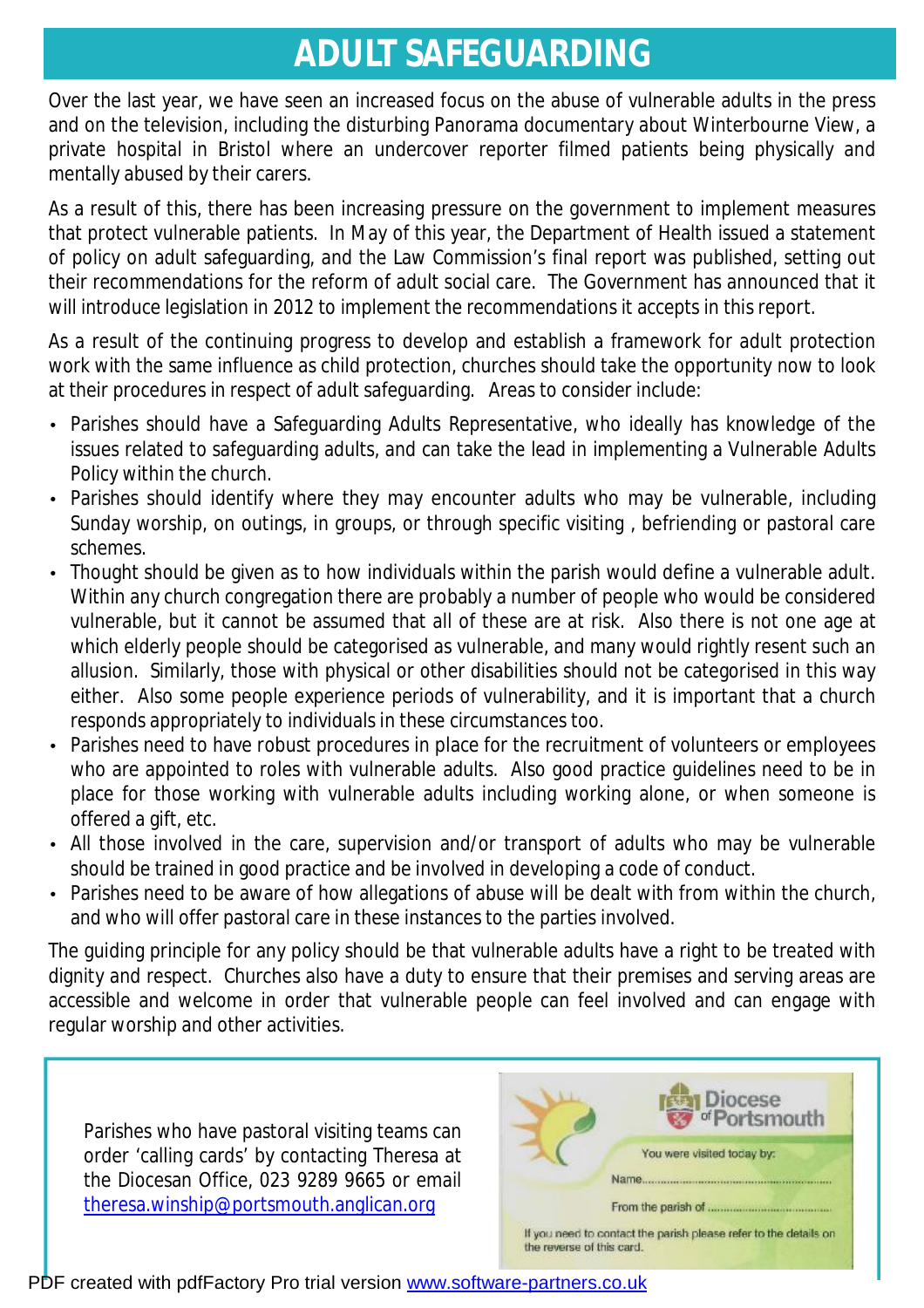# ADULT SAFEGUARDING

Over the last year, we have seen an increased focus on the abuse of vulnerable adults in the press and on the television, including the disturbing Panorama documentary about Winterbourne View, a private hospital in Bristol where an undercover reporter filmed patients being physically and mentally abused by their carers.

As a result of this, there has been increasing pressure on the government to implement measures that protect vulnerable patients. In May of this year, the Department of Health issued a statement of policy on adult safeguarding, and the Law Commission's final report was published, setting out their recommendations for the reform of adult social care. The Government has announced that it will introduce legislation in 2012 to implement the recommendations it accepts in this report.

As a result of the continuing progress to develop and establish a framework for adult protection work with the same influence as child protection, churches should take the opportunity now to look at their procedures in respect of adult safeguarding. Areas to consider include:

- Parishes should have a Safeguarding Adults Representative, who ideally has knowledge of the issues related to safeguarding adults, and can take the lead in implementing a Vulnerable Adults Policy within the church.
- Parishes should identify where they may encounter adults who may be vulnerable, including Sunday worship, on outings, in groups, or through specific visiting , befriending or pastoral care schemes.
- Thought should be given as to how individuals within the parish would define a vulnerable adult. Within any church congregation there are probably a number of people who would be considered vulnerable, but it cannot be assumed that all of these are at risk. Also there is not one age at which elderly people should be categorised as vulnerable, and many would rightly resent such an allusion. Similarly, those with physical or other disabilities should not be categorised in this way either. Also some people experience periods of vulnerability, and it is important that a church responds appropriately to individuals in these circumstances too.
- Parishes need to have robust procedures in place for the recruitment of volunteers or employees who are appointed to roles with vulnerable adults. Also good practice guidelines need to be in place for those working with vulnerable adults including working alone, or when someone is offered a gift, etc.
- All those involved in the care, supervision and/or transport of adults who may be vulnerable should be trained in good practice and be involved in developing a code of conduct.
- Parishes need to be aware of how allegations of abuse will be dealt with from within the church, and who will offer pastoral care in these instances to the parties involved.

The guiding principle for any policy should be that vulnerable adults have a right to be treated with dignity and respect. Churches also have a duty to ensure that their premises and serving areas are accessible and welcome in order that vulnerable people can feel involved and can engage with regular worship and other activities.

Parishes who have pastoral visiting teams can order 'calling cards' by contacting Theresa at the Diocesan Office, 023 9289 9665 or email theresa.winship@portsmouth.anglican.org

Diocese of Portsmouth

You were visited today by:

Name.......................................................

From the parish of .................................

If you need to contact the parish please refer to the details on the reverse of this card.